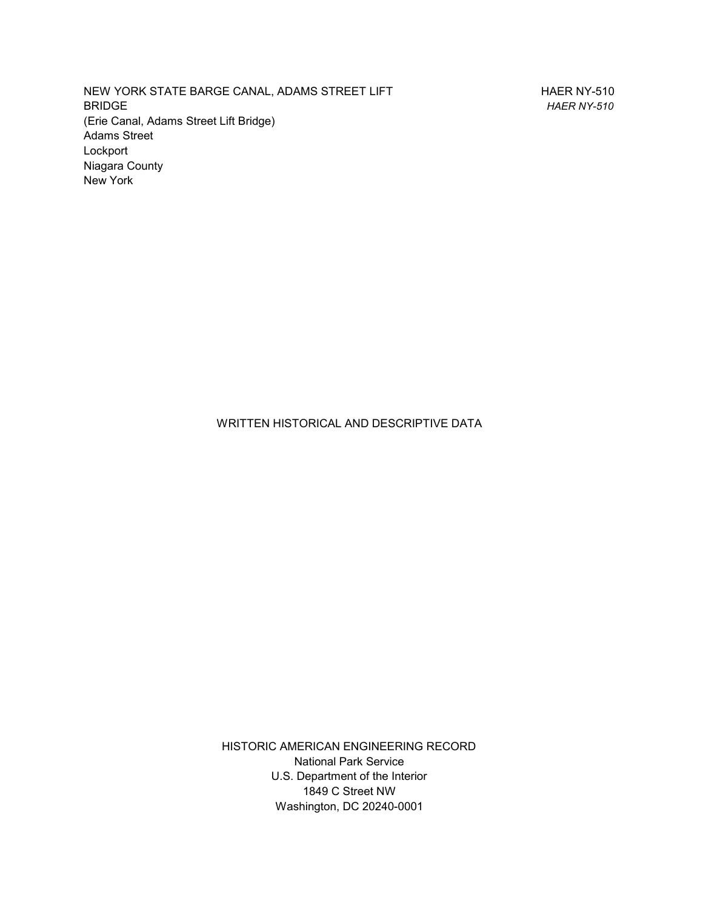NEW YORK STATE BARGE CANAL, ADAMS STREET LIFT BRIDGE
(Erie Canal, Adams Street Lift Bridge)
Adams Street
Lockport
Niagara County
New York

HAER NY-510
*HAER NY-510*

WRITTEN HISTORICAL AND DESCRIPTIVE DATA

HISTORIC AMERICAN ENGINEERING RECORD
National Park Service
U.S. Department of the Interior
1849 C Street NW
Washington, DC 20240-0001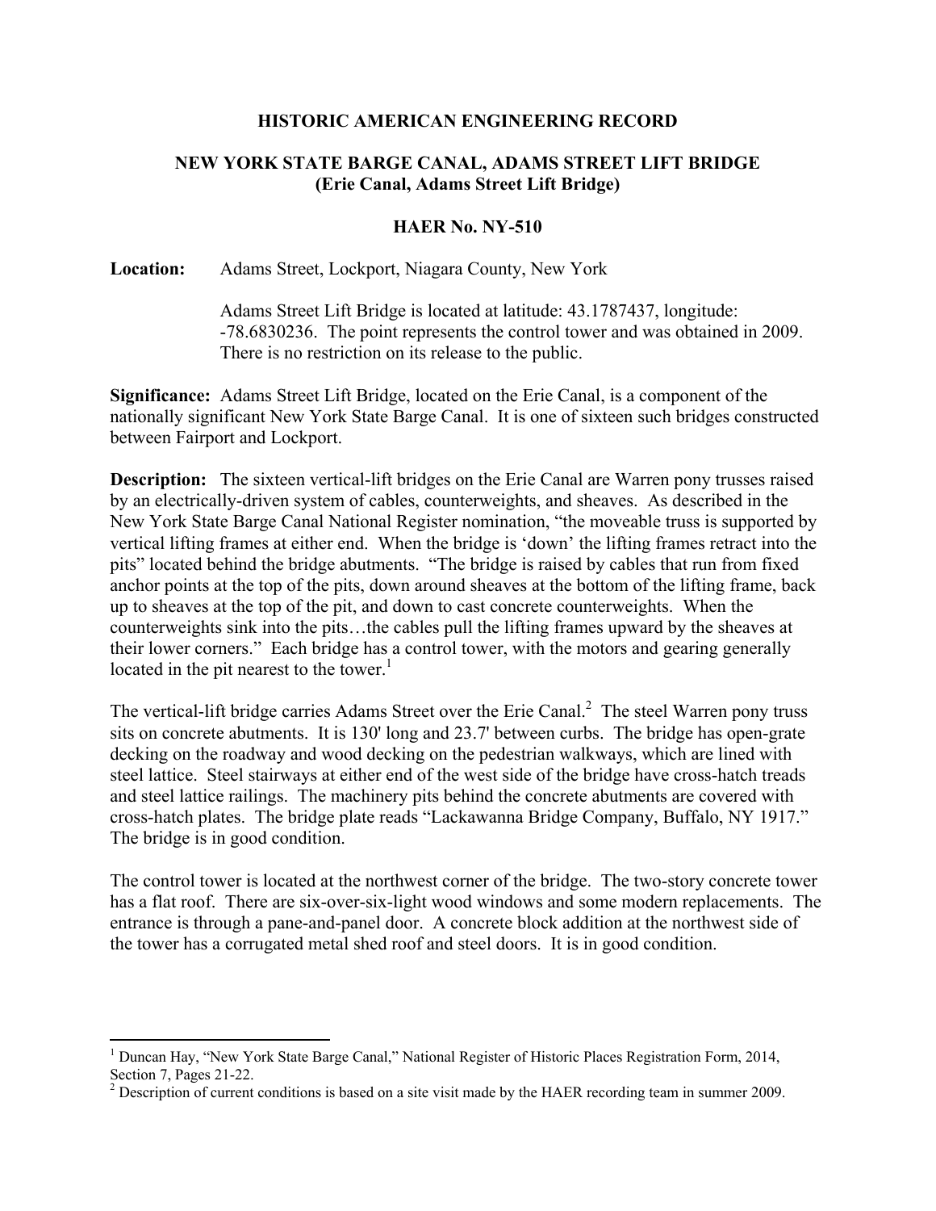# HISTORIC AMERICAN ENGINEERING RECORD

## NEW YORK STATE BARGE CANAL, ADAMS STREET LIFT BRIDGE (Erie Canal, Adams Street Lift Bridge)

### HAER No. NY-510

**Location:** Adams Street, Lockport, Niagara County, New York

Adams Street Lift Bridge is located at latitude: 43.1787437, longitude: -78.6830236. The point represents the control tower and was obtained in 2009. There is no restriction on its release to the public.

**Significance:** Adams Street Lift Bridge, located on the Erie Canal, is a component of the nationally significant New York State Barge Canal. It is one of sixteen such bridges constructed between Fairport and Lockport.

**Description:** The sixteen vertical-lift bridges on the Erie Canal are Warren pony trusses raised by an electrically-driven system of cables, counterweights, and sheaves. As described in the New York State Barge Canal National Register nomination, "the moveable truss is supported by vertical lifting frames at either end. When the bridge is 'down' the lifting frames retract into the pits" located behind the bridge abutments. "The bridge is raised by cables that run from fixed anchor points at the top of the pits, down around sheaves at the bottom of the lifting frame, back up to sheaves at the top of the pit, and down to cast concrete counterweights. When the counterweights sink into the pits…the cables pull the lifting frames upward by the sheaves at their lower corners." Each bridge has a control tower, with the motors and gearing generally located in the pit nearest to the tower.[1]

The vertical-lift bridge carries Adams Street over the Erie Canal.[2] The steel Warren pony truss sits on concrete abutments. It is 130' long and 23.7' between curbs. The bridge has open-grate decking on the roadway and wood decking on the pedestrian walkways, which are lined with steel lattice. Steel stairways at either end of the west side of the bridge have cross-hatch treads and steel lattice railings. The machinery pits behind the concrete abutments are covered with cross-hatch plates. The bridge plate reads "Lackawanna Bridge Company, Buffalo, NY 1917." The bridge is in good condition.

The control tower is located at the northwest corner of the bridge. The two-story concrete tower has a flat roof. There are six-over-six-light wood windows and some modern replacements. The entrance is through a pane-and-panel door. A concrete block addition at the northwest side of the tower has a corrugated metal shed roof and steel doors. It is in good condition.

---

[1] Duncan Hay, "New York State Barge Canal," National Register of Historic Places Registration Form, 2014, Section 7, Pages 21-22.

[2] Description of current conditions is based on a site visit made by the HAER recording team in summer 2009.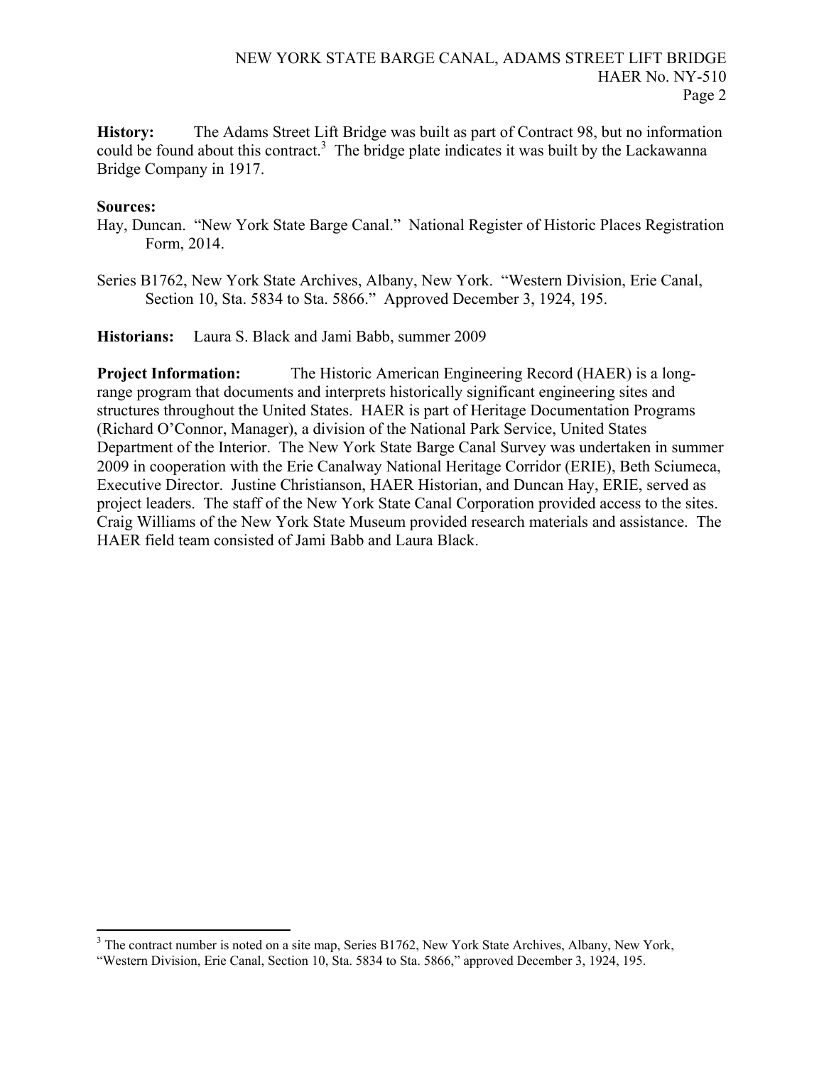**History:** The Adams Street Lift Bridge was built as part of Contract 98, but no information could be found about this contract.[3] The bridge plate indicates it was built by the Lackawanna Bridge Company in 1917.

**Sources:**

Hay, Duncan. "New York State Barge Canal." National Register of Historic Places Registration Form, 2014.

Series B1762, New York State Archives, Albany, New York. "Western Division, Erie Canal, Section 10, Sta. 5834 to Sta. 5866." Approved December 3, 1924, 195.

**Historians:** Laura S. Black and Jami Babb, summer 2009

**Project Information:** The Historic American Engineering Record (HAER) is a long-range program that documents and interprets historically significant engineering sites and structures throughout the United States. HAER is part of Heritage Documentation Programs (Richard O'Connor, Manager), a division of the National Park Service, United States Department of the Interior. The New York State Barge Canal Survey was undertaken in summer 2009 in cooperation with the Erie Canalway National Heritage Corridor (ERIE), Beth Sciumeca, Executive Director. Justine Christianson, HAER Historian, and Duncan Hay, ERIE, served as project leaders. The staff of the New York State Canal Corporation provided access to the sites. Craig Williams of the New York State Museum provided research materials and assistance. The HAER field team consisted of Jami Babb and Laura Black.

---

[3] The contract number is noted on a site map, Series B1762, New York State Archives, Albany, New York, "Western Division, Erie Canal, Section 10, Sta. 5834 to Sta. 5866," approved December 3, 1924, 195.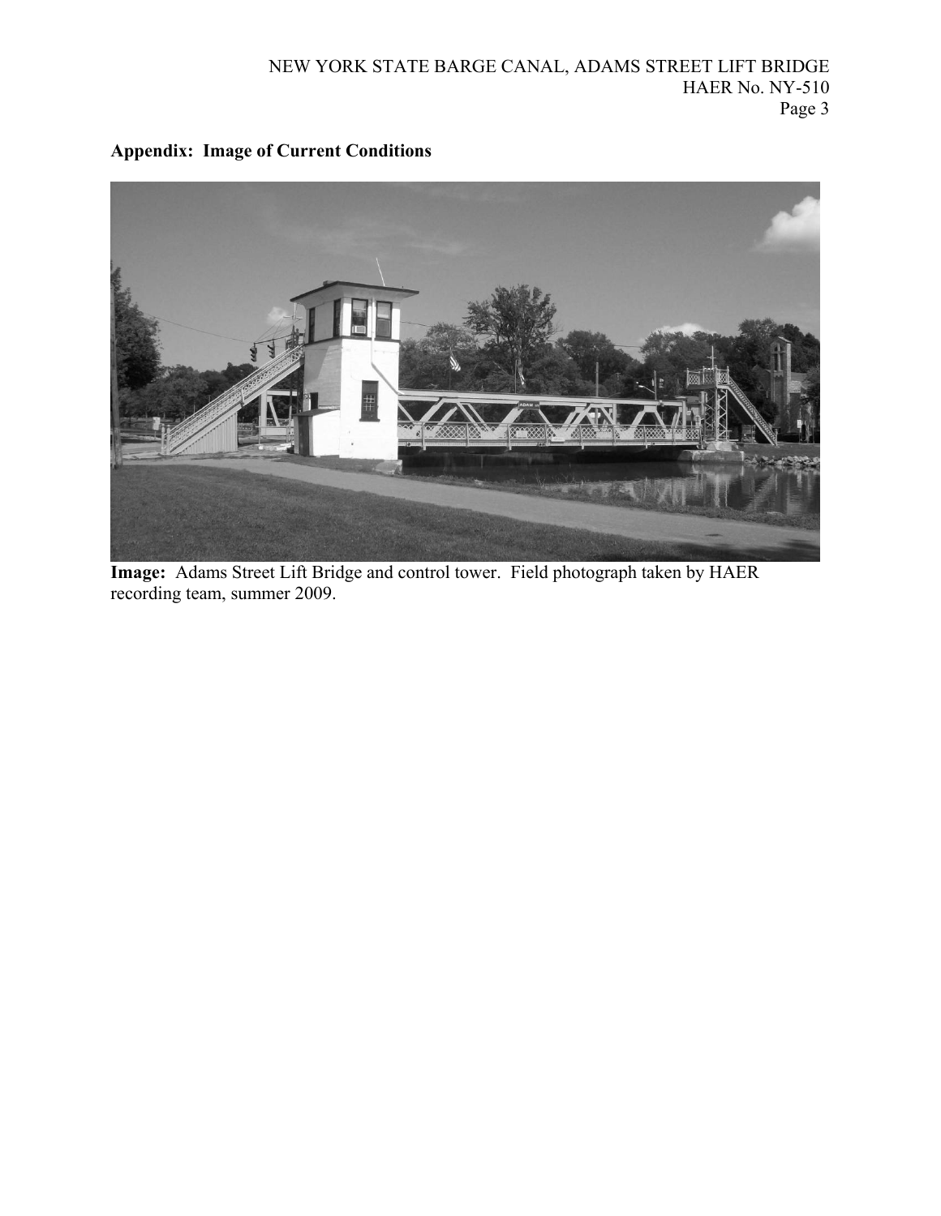**Appendix: Image of Current Conditions**

**Image:** Adams Street Lift Bridge and control tower. Field photograph taken by HAER recording team, summer 2009.